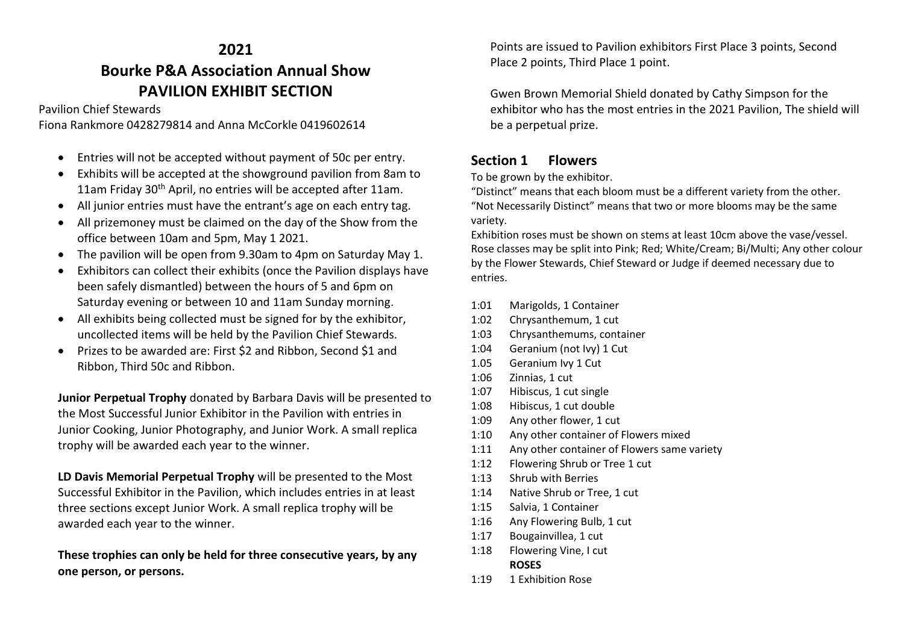# 2021

# Bourke P&A Association Annual Show

## PAVILION EXHIBIT SECTION

Pavilion Chief Stewards

Fiona Rankmore 0428279814 and Anna McCorkle 0419602614

- Entries will not be accepted without payment of 50c per entry.
- Exhibits will be accepted at the showground pavilion from 8am to 11am Friday 30th April, no entries will be accepted after 11am.
- All junior entries must have the entrant's age on each entry tag.
- All prizemoney must be claimed on the day of the Show from the office between 10am and 5pm, May 1 2021.
- The pavilion will be open from 9.30am to 4pm on Saturday May 1.
- Exhibitors can collect their exhibits (once the Pavilion displays have been safely dismantled) between the hours of 5 and 6pm on Saturday evening or between 10 and 11am Sunday morning.
- All exhibits being collected must be signed for by the exhibitor, uncollected items will be held by the Pavilion Chief Stewards.
- Prizes to be awarded are: First $2 and Ribbon, Second $1 and Ribbon, Third 50c and Ribbon.

**Junior Perpetual Trophy** donated by Barbara Davis will be presented to the Most Successful Junior Exhibitor in the Pavilion with entries in Junior Cooking, Junior Photography, and Junior Work. A small replica trophy will be awarded each year to the winner.

**LD Davis Memorial Perpetual Trophy** will be presented to the Most Successful Exhibitor in the Pavilion, which includes entries in at least three sections except Junior Work. A small replica trophy will be awarded each year to the winner.

**These trophies can only be held for three consecutive years, by any one person, or persons.**

Points are issued to Pavilion exhibitors First Place 3 points, Second Place 2 points, Third Place 1 point.

Gwen Brown Memorial Shield donated by Cathy Simpson for the exhibitor who has the most entries in the 2021 Pavilion, The shield will be a perpetual prize.

## Section 1 Flowers

To be grown by the exhibitor.

"Distinct" means that each bloom must be a different variety from the other.

"Not Necessarily Distinct" means that two or more blooms may be the same variety.

Exhibition roses must be shown on stems at least 10cm above the vase/vessel. Rose classes may be split into Pink; Red; White/Cream; Bi/Multi; Any other colour by the Flower Stewards, Chief Steward or Judge if deemed necessary due to entries.

1:01 Marigolds, 1 Container
1:02 Chrysanthemum, 1 cut
1:03 Chrysanthemums, container
1:04 Geranium (not Ivy) 1 Cut
1.05 Geranium Ivy 1 Cut
1:06 Zinnias, 1 cut
1:07 Hibiscus, 1 cut single
1:08 Hibiscus, 1 cut double
1:09 Any other flower, 1 cut
1:10 Any other container of Flowers mixed
1:11 Any other container of Flowers same variety
1:12 Flowering Shrub or Tree 1 cut
1:13 Shrub with Berries
1:14 Native Shrub or Tree, 1 cut
1:15 Salvia, 1 Container
1:16 Any Flowering Bulb, 1 cut
1:17 Bougainvillea, 1 cut
1:18 Flowering Vine, I cut

**ROSES**

1:19 1 Exhibition Rose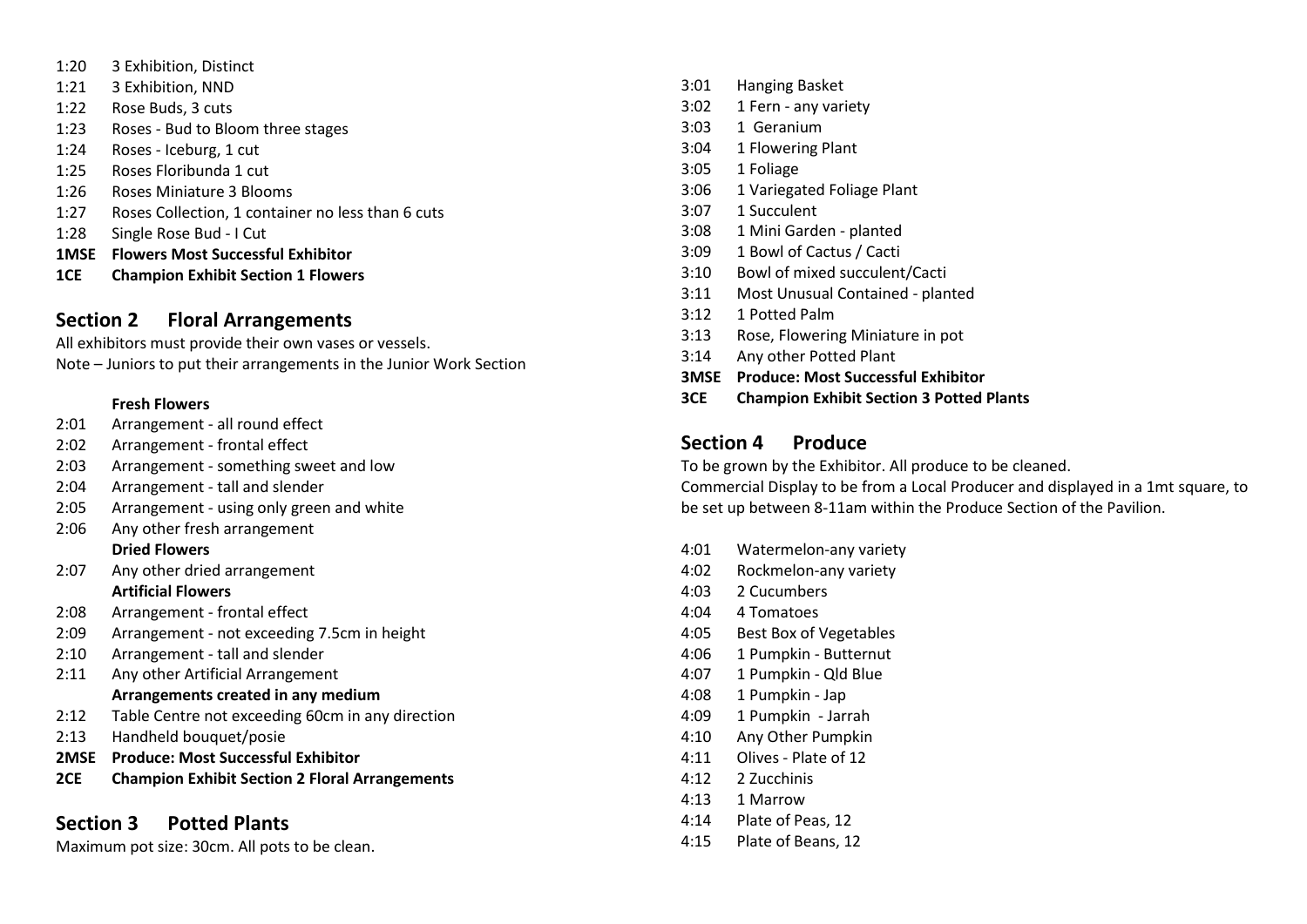1:20 3 Exhibition, Distinct
1:21 3 Exhibition, NND
1:22 Rose Buds, 3 cuts
1:23 Roses - Bud to Bloom three stages
1:24 Roses - Iceburg, 1 cut
1:25 Roses Floribunda 1 cut
1:26 Roses Miniature 3 Blooms
1:27 Roses Collection, 1 container no less than 6 cuts
1:28 Single Rose Bud - I Cut
**1MSE Flowers Most Successful Exhibitor**
**1CE Champion Exhibit Section 1 Flowers**

## Section 2 Floral Arrangements

All exhibitors must provide their own vases or vessels.
Note – Juniors to put their arrangements in the Junior Work Section

**Fresh Flowers**

2:01 Arrangement - all round effect
2:02 Arrangement - frontal effect
2:03 Arrangement - something sweet and low
2:04 Arrangement - tall and slender
2:05 Arrangement - using only green and white
2:06 Any other fresh arrangement

**Dried Flowers**

2:07 Any other dried arrangement

**Artificial Flowers**

2:08 Arrangement - frontal effect
2:09 Arrangement - not exceeding 7.5cm in height
2:10 Arrangement - tall and slender
2:11 Any other Artificial Arrangement

**Arrangements created in any medium**

2:12 Table Centre not exceeding 60cm in any direction
2:13 Handheld bouquet/posie
**2MSE Produce: Most Successful Exhibitor**
**2CE Champion Exhibit Section 2 Floral Arrangements**

## Section 3 Potted Plants

Maximum pot size: 30cm. All pots to be clean.

3:01 Hanging Basket
3:02 1 Fern - any variety
3:03 1 Geranium
3:04 1 Flowering Plant
3:05 1 Foliage
3:06 1 Variegated Foliage Plant
3:07 1 Succulent
3:08 1 Mini Garden - planted
3:09 1 Bowl of Cactus / Cacti
3:10 Bowl of mixed succulent/Cacti
3:11 Most Unusual Contained - planted
3:12 1 Potted Palm
3:13 Rose, Flowering Miniature in pot
3:14 Any other Potted Plant
**3MSE Produce: Most Successful Exhibitor**
**3CE Champion Exhibit Section 3 Potted Plants**

## Section 4 Produce

To be grown by the Exhibitor. All produce to be cleaned.
Commercial Display to be from a Local Producer and displayed in a 1mt square, to be set up between 8-11am within the Produce Section of the Pavilion.

4:01 Watermelon-any variety
4:02 Rockmelon-any variety
4:03 2 Cucumbers
4:04 4 Tomatoes
4:05 Best Box of Vegetables
4:06 1 Pumpkin - Butternut
4:07 1 Pumpkin - Qld Blue
4:08 1 Pumpkin - Jap
4:09 1 Pumpkin - Jarrah
4:10 Any Other Pumpkin
4:11 Olives - Plate of 12
4:12 2 Zucchinis
4:13 1 Marrow
4:14 Plate of Peas, 12
4:15 Plate of Beans, 12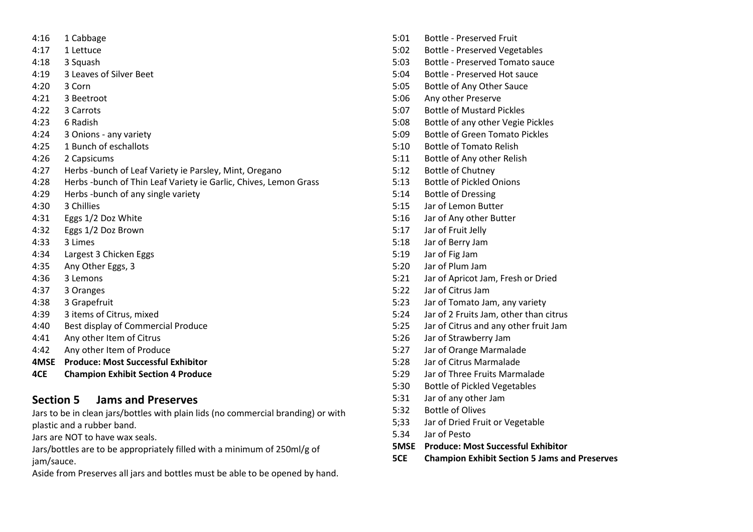4:16 1 Cabbage
4:17 1 Lettuce
4:18 3 Squash
4:19 3 Leaves of Silver Beet
4:20 3 Corn
4:21 3 Beetroot
4:22 3 Carrots
4:23 6 Radish
4:24 3 Onions - any variety
4:25 1 Bunch of eschallots
4:26 2 Capsicums
4:27 Herbs -bunch of Leaf Variety ie Parsley, Mint, Oregano
4:28 Herbs -bunch of Thin Leaf Variety ie Garlic, Chives, Lemon Grass
4:29 Herbs -bunch of any single variety
4:30 3 Chillies
4:31 Eggs 1/2 Doz White
4:32 Eggs 1/2 Doz Brown
4:33 3 Limes
4:34 Largest 3 Chicken Eggs
4:35 Any Other Eggs, 3
4:36 3 Lemons
4:37 3 Oranges
4:38 3 Grapefruit
4:39 3 items of Citrus, mixed
4:40 Best display of Commercial Produce
4:41 Any other Item of Citrus
4:42 Any other Item of Produce
**4MSE Produce: Most Successful Exhibitor**
**4CE Champion Exhibit Section 4 Produce**

## Section 5 Jams and Preserves

Jars to be in clean jars/bottles with plain lids (no commercial branding) or with plastic and a rubber band.
Jars are NOT to have wax seals.
Jars/bottles are to be appropriately filled with a minimum of 250ml/g of jam/sauce.
Aside from Preserves all jars and bottles must be able to be opened by hand.

5:01 Bottle - Preserved Fruit
5:02 Bottle - Preserved Vegetables
5:03 Bottle - Preserved Tomato sauce
5:04 Bottle - Preserved Hot sauce
5:05 Bottle of Any Other Sauce
5:06 Any other Preserve
5:07 Bottle of Mustard Pickles
5:08 Bottle of any other Vegie Pickles
5:09 Bottle of Green Tomato Pickles
5:10 Bottle of Tomato Relish
5:11 Bottle of Any other Relish
5:12 Bottle of Chutney
5:13 Bottle of Pickled Onions
5:14 Bottle of Dressing
5:15 Jar of Lemon Butter
5:16 Jar of Any other Butter
5:17 Jar of Fruit Jelly
5:18 Jar of Berry Jam
5:19 Jar of Fig Jam
5:20 Jar of Plum Jam
5:21 Jar of Apricot Jam, Fresh or Dried
5:22 Jar of Citrus Jam
5:23 Jar of Tomato Jam, any variety
5:24 Jar of 2 Fruits Jam, other than citrus
5:25 Jar of Citrus and any other fruit Jam
5:26 Jar of Strawberry Jam
5:27 Jar of Orange Marmalade
5:28 Jar of Citrus Marmalade
5:29 Jar of Three Fruits Marmalade
5:30 Bottle of Pickled Vegetables
5:31 Jar of any other Jam
5:32 Bottle of Olives
5;33 Jar of Dried Fruit or Vegetable
5.34 Jar of Pesto
**5MSE Produce: Most Successful Exhibitor**
**5CE Champion Exhibit Section 5 Jams and Preserves**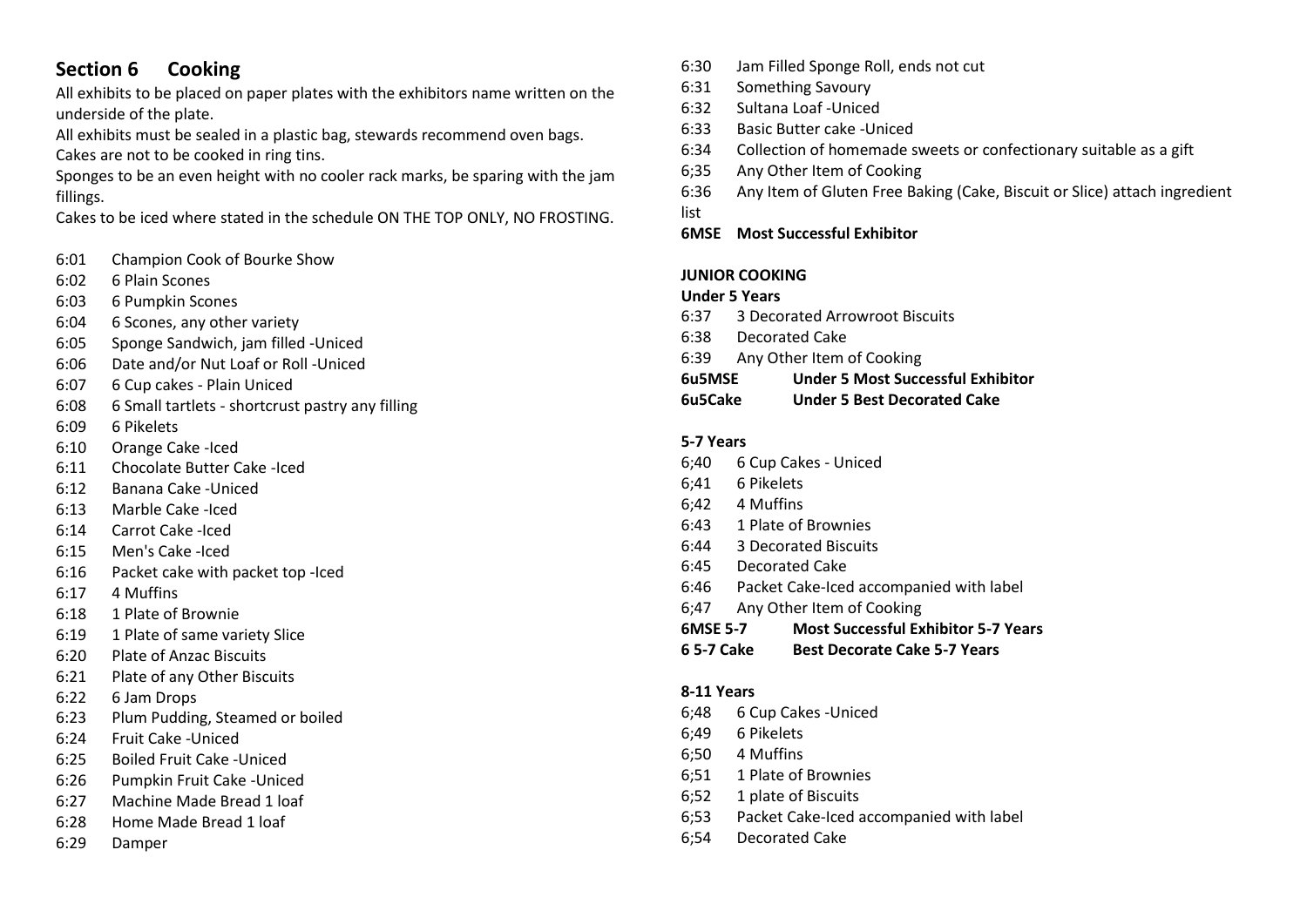## Section 6 Cooking

All exhibits to be placed on paper plates with the exhibitors name written on the underside of the plate.

All exhibits must be sealed in a plastic bag, stewards recommend oven bags.

Cakes are not to be cooked in ring tins.

Sponges to be an even height with no cooler rack marks, be sparing with the jam fillings.

Cakes to be iced where stated in the schedule ON THE TOP ONLY, NO FROSTING.

6:01 Champion Cook of Bourke Show
6:02 6 Plain Scones
6:03 6 Pumpkin Scones
6:04 6 Scones, any other variety
6:05 Sponge Sandwich, jam filled -Uniced
6:06 Date and/or Nut Loaf or Roll -Uniced
6:07 6 Cup cakes - Plain Uniced
6:08 6 Small tartlets - shortcrust pastry any filling
6:09 6 Pikelets
6:10 Orange Cake -Iced
6:11 Chocolate Butter Cake -Iced
6:12 Banana Cake -Uniced
6:13 Marble Cake -Iced
6:14 Carrot Cake -Iced
6:15 Men's Cake -Iced
6:16 Packet cake with packet top -Iced
6:17 4 Muffins
6:18 1 Plate of Brownie
6:19 1 Plate of same variety Slice
6:20 Plate of Anzac Biscuits
6:21 Plate of any Other Biscuits
6:22 6 Jam Drops
6:23 Plum Pudding, Steamed or boiled
6:24 Fruit Cake -Uniced
6:25 Boiled Fruit Cake -Uniced
6:26 Pumpkin Fruit Cake -Uniced
6:27 Machine Made Bread 1 loaf
6:28 Home Made Bread 1 loaf
6:29 Damper
6:30 Jam Filled Sponge Roll, ends not cut
6:31 Something Savoury
6:32 Sultana Loaf -Uniced
6:33 Basic Butter cake -Uniced
6:34 Collection of homemade sweets or confectionary suitable as a gift
6;35 Any Other Item of Cooking
6:36 Any Item of Gluten Free Baking (Cake, Biscuit or Slice) attach ingredient list
**6MSE Most Successful Exhibitor**

**JUNIOR COOKING**

**Under 5 Years**

6:37 3 Decorated Arrowroot Biscuits
6:38 Decorated Cake
6:39 Any Other Item of Cooking
**6u5MSE Under 5 Most Successful Exhibitor**
**6u5Cake Under 5 Best Decorated Cake**

**5-7 Years**

6;40 6 Cup Cakes - Uniced
6;41 6 Pikelets
6;42 4 Muffins
6:43 1 Plate of Brownies
6:44 3 Decorated Biscuits
6:45 Decorated Cake
6:46 Packet Cake-Iced accompanied with label
6;47 Any Other Item of Cooking
**6MSE 5-7 Most Successful Exhibitor 5-7 Years**
**6 5-7 Cake Best Decorate Cake 5-7 Years**

**8-11 Years**

6;48 6 Cup Cakes -Uniced
6;49 6 Pikelets
6;50 4 Muffins
6;51 1 Plate of Brownies
6;52 1 plate of Biscuits
6;53 Packet Cake-Iced accompanied with label
6;54 Decorated Cake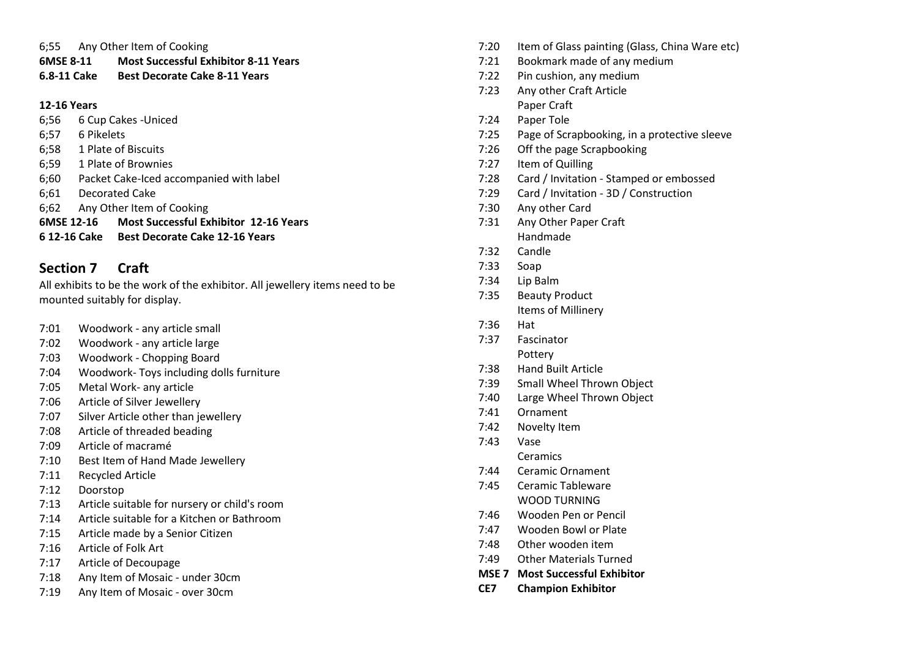6;55 Any Other Item of Cooking

**6MSE 8-11 Most Successful Exhibitor 8-11 Years**

**6.8-11 Cake Best Decorate Cake 8-11 Years**

**12-16 Years**

6;56 6 Cup Cakes -Uniced

6;57 6 Pikelets

6;58 1 Plate of Biscuits

6;59 1 Plate of Brownies

6;60 Packet Cake-Iced accompanied with label

6;61 Decorated Cake

6;62 Any Other Item of Cooking

**6MSE 12-16 Most Successful Exhibitor 12-16 Years**

**6 12-16 Cake Best Decorate Cake 12-16 Years**

## Section 7 Craft

All exhibits to be the work of the exhibitor. All jewellery items need to be mounted suitably for display.

7:01 Woodwork - any article small

7:02 Woodwork - any article large

7:03 Woodwork - Chopping Board

7:04 Woodwork- Toys including dolls furniture

7:05 Metal Work- any article

7:06 Article of Silver Jewellery

7:07 Silver Article other than jewellery

7:08 Article of threaded beading

7:09 Article of macramé

7:10 Best Item of Hand Made Jewellery

7:11 Recycled Article

7:12 Doorstop

7:13 Article suitable for nursery or child's room

7:14 Article suitable for a Kitchen or Bathroom

7:15 Article made by a Senior Citizen

7:16 Article of Folk Art

7:17 Article of Decoupage

7:18 Any Item of Mosaic - under 30cm

7:19 Any Item of Mosaic - over 30cm

7:20 Item of Glass painting (Glass, China Ware etc)

7:21 Bookmark made of any medium

7:22 Pin cushion, any medium

7:23 Any other Craft Article

Paper Craft

7:24 Paper Tole

7:25 Page of Scrapbooking, in a protective sleeve

7:26 Off the page Scrapbooking

7:27 Item of Quilling

7:28 Card / Invitation - Stamped or embossed

7:29 Card / Invitation - 3D / Construction

7:30 Any other Card

7:31 Any Other Paper Craft

Handmade

7:32 Candle

7:33 Soap

7:34 Lip Balm

7:35 Beauty Product

Items of Millinery

7:36 Hat

7:37 Fascinator

Pottery

7:38 Hand Built Article

7:39 Small Wheel Thrown Object

7:40 Large Wheel Thrown Object

7:41 Ornament

7:42 Novelty Item

7:43 Vase

Ceramics

7:44 Ceramic Ornament

7:45 Ceramic Tableware

WOOD TURNING

7:46 Wooden Pen or Pencil

7:47 Wooden Bowl or Plate

7:48 Other wooden item

7:49 Other Materials Turned

**MSE 7 Most Successful Exhibitor**

**CE7 Champion Exhibitor**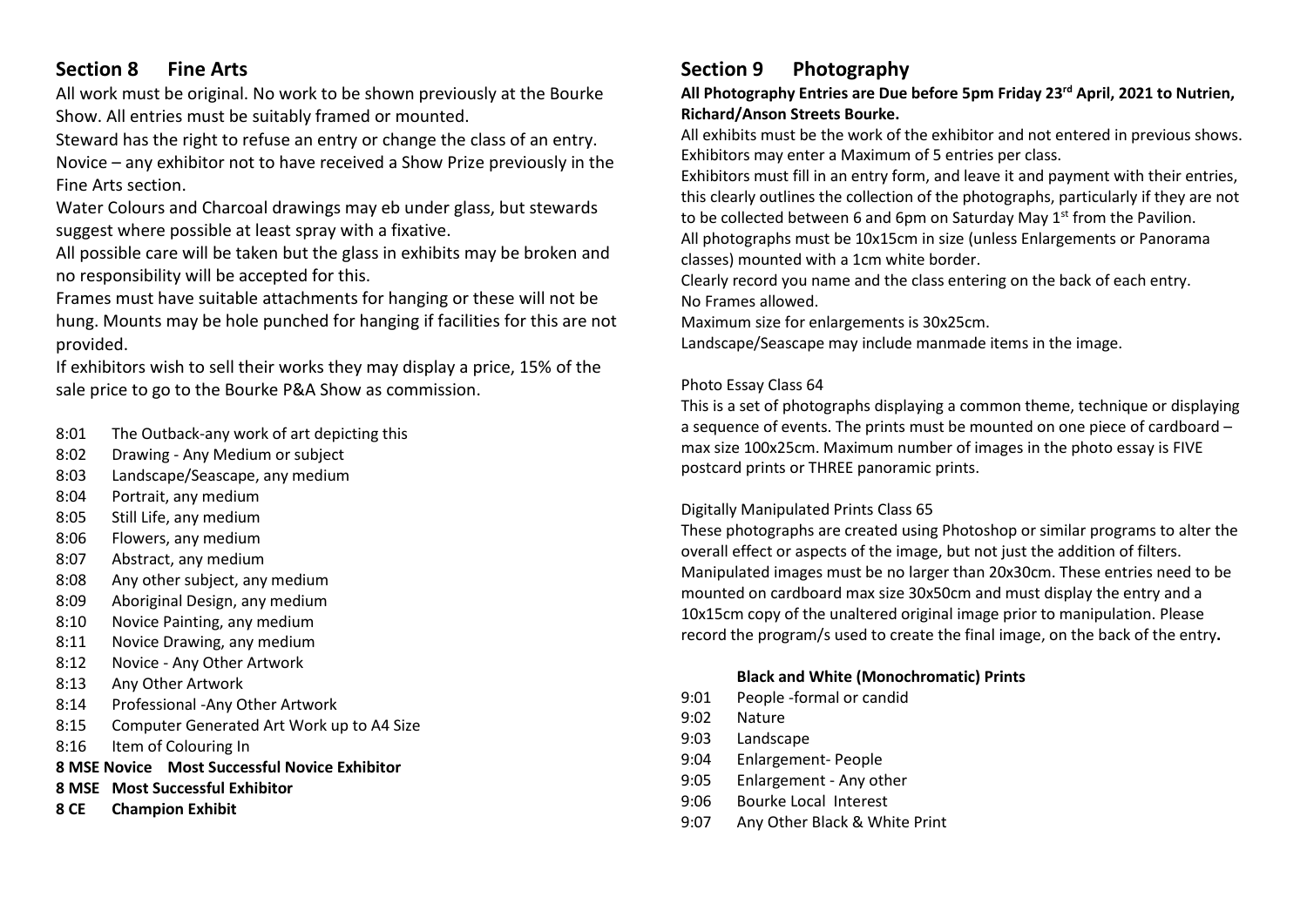## Section 8 Fine Arts

All work must be original. No work to be shown previously at the Bourke Show. All entries must be suitably framed or mounted.

Steward has the right to refuse an entry or change the class of an entry.

Novice – any exhibitor not to have received a Show Prize previously in the Fine Arts section.

Water Colours and Charcoal drawings may eb under glass, but stewards suggest where possible at least spray with a fixative.

All possible care will be taken but the glass in exhibits may be broken and no responsibility will be accepted for this.

Frames must have suitable attachments for hanging or these will not be hung. Mounts may be hole punched for hanging if facilities for this are not provided.

If exhibitors wish to sell their works they may display a price, 15% of the sale price to go to the Bourke P&A Show as commission.

- 8:01 The Outback-any work of art depicting this
- 8:02 Drawing - Any Medium or subject
- 8:03 Landscape/Seascape, any medium
- 8:04 Portrait, any medium
- 8:05 Still Life, any medium
- 8:06 Flowers, any medium
- 8:07 Abstract, any medium
- 8:08 Any other subject, any medium
- 8:09 Aboriginal Design, any medium
- 8:10 Novice Painting, any medium
- 8:11 Novice Drawing, any medium
- 8:12 Novice - Any Other Artwork
- 8:13 Any Other Artwork
- 8:14 Professional -Any Other Artwork
- 8:15 Computer Generated Art Work up to A4 Size
- 8:16 Item of Colouring In

**8 MSE Novice Most Successful Novice Exhibitor**

**8 MSE Most Successful Exhibitor**

**8 CE Champion Exhibit**

## Section 9 Photography

**All Photography Entries are Due before 5pm Friday 23rd April, 2021 to Nutrien, Richard/Anson Streets Bourke.**

All exhibits must be the work of the exhibitor and not entered in previous shows. Exhibitors may enter a Maximum of 5 entries per class.

Exhibitors must fill in an entry form, and leave it and payment with their entries, this clearly outlines the collection of the photographs, particularly if they are not to be collected between 6 and 6pm on Saturday May 1st from the Pavilion.

All photographs must be 10x15cm in size (unless Enlargements or Panorama classes) mounted with a 1cm white border.

Clearly record you name and the class entering on the back of each entry.

No Frames allowed.

Maximum size for enlargements is 30x25cm.

Landscape/Seascape may include manmade items in the image.

Photo Essay Class 64

This is a set of photographs displaying a common theme, technique or displaying a sequence of events. The prints must be mounted on one piece of cardboard – max size 100x25cm. Maximum number of images in the photo essay is FIVE postcard prints or THREE panoramic prints.

Digitally Manipulated Prints Class 65

These photographs are created using Photoshop or similar programs to alter the overall effect or aspects of the image, but not just the addition of filters. Manipulated images must be no larger than 20x30cm. These entries need to be mounted on cardboard max size 30x50cm and must display the entry and a 10x15cm copy of the unaltered original image prior to manipulation. Please record the program/s used to create the final image, on the back of the entry**.**

**Black and White (Monochromatic) Prints**

- 9:01 People -formal or candid
- 9:02 Nature
- 9:03 Landscape
- 9:04 Enlargement- People
- 9:05 Enlargement - Any other
- 9:06 Bourke Local Interest
- 9:07 Any Other Black & White Print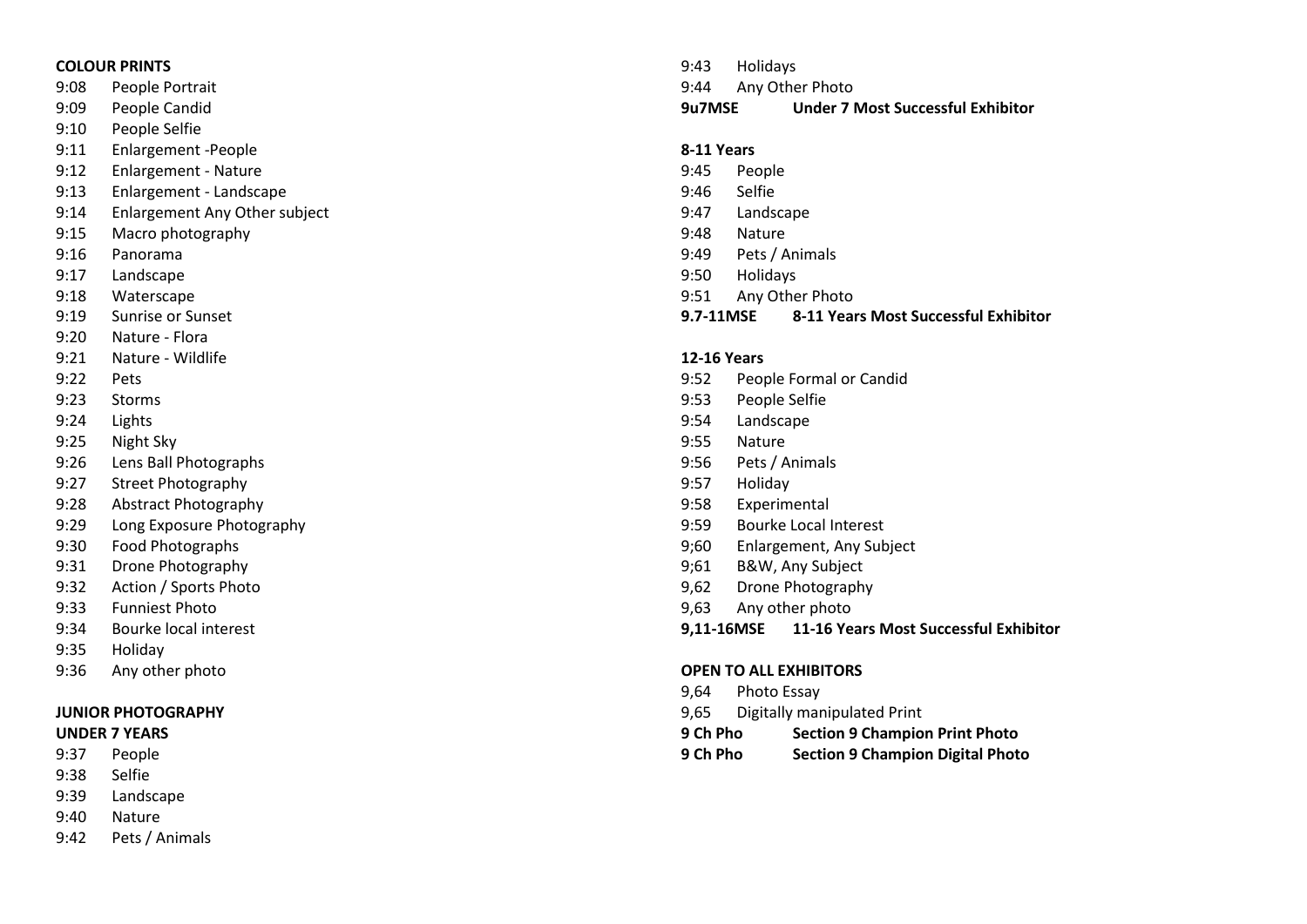**COLOUR PRINTS**

9:08 People Portrait
9:09 People Candid
9:10 People Selfie
9:11 Enlargement -People
9:12 Enlargement - Nature
9:13 Enlargement - Landscape
9:14 Enlargement Any Other subject
9:15 Macro photography
9:16 Panorama
9:17 Landscape
9:18 Waterscape
9:19 Sunrise or Sunset
9:20 Nature - Flora
9:21 Nature - Wildlife
9:22 Pets
9:23 Storms
9:24 Lights
9:25 Night Sky
9:26 Lens Ball Photographs
9:27 Street Photography
9:28 Abstract Photography
9:29 Long Exposure Photography
9:30 Food Photographs
9:31 Drone Photography
9:32 Action / Sports Photo
9:33 Funniest Photo
9:34 Bourke local interest
9:35 Holiday
9:36 Any other photo

**JUNIOR PHOTOGRAPHY**

**UNDER 7 YEARS**

9:37 People
9:38 Selfie
9:39 Landscape
9:40 Nature
9:42 Pets / Animals
9:43 Holidays
9:44 Any Other Photo
**9u7MSE Under 7 Most Successful Exhibitor**

**8-11 Years**

9:45 People
9:46 Selfie
9:47 Landscape
9:48 Nature
9:49 Pets / Animals
9:50 Holidays
9:51 Any Other Photo
**9.7-11MSE 8-11 Years Most Successful Exhibitor**

**12-16 Years**

9:52 People Formal or Candid
9:53 People Selfie
9:54 Landscape
9:55 Nature
9:56 Pets / Animals
9:57 Holiday
9:58 Experimental
9:59 Bourke Local Interest
9;60 Enlargement, Any Subject
9;61 B&W, Any Subject
9,62 Drone Photography
9,63 Any other photo
**9,11-16MSE 11-16 Years Most Successful Exhibitor**

**OPEN TO ALL EXHIBITORS**

9,64 Photo Essay
9,65 Digitally manipulated Print
**9 Ch Pho Section 9 Champion Print Photo**
**9 Ch Pho Section 9 Champion Digital Photo**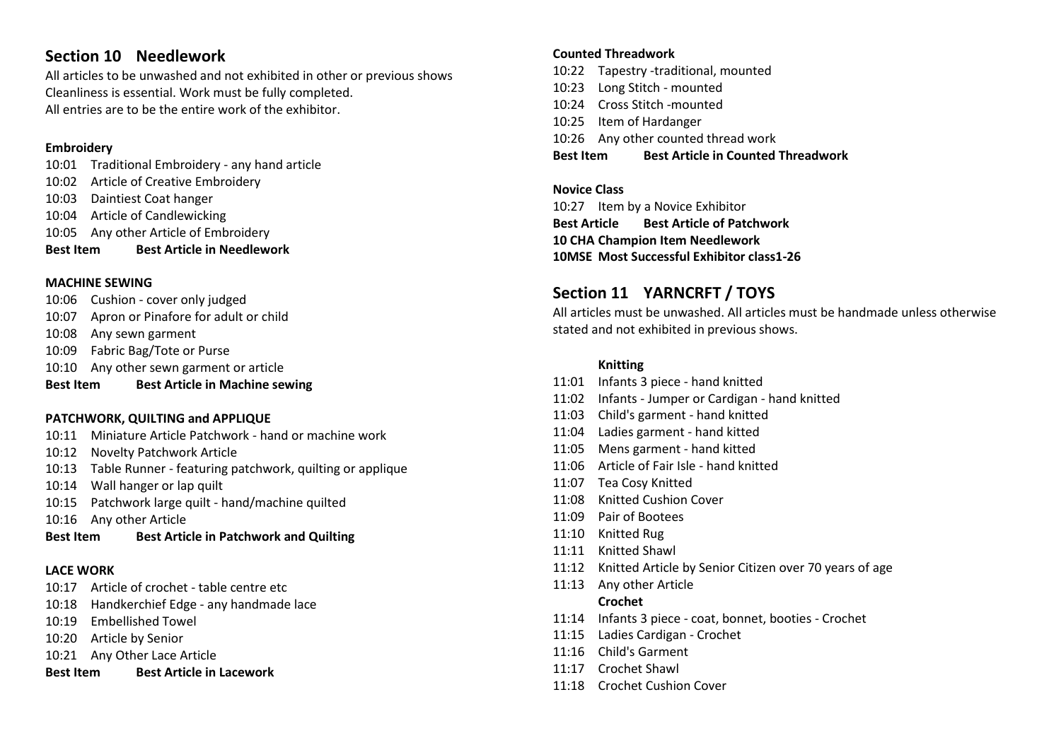## Section 10 Needlework

All articles to be unwashed and not exhibited in other or previous shows
Cleanliness is essential. Work must be fully completed.
All entries are to be the entire work of the exhibitor.

**Embroidery**

10:01 Traditional Embroidery - any hand article
10:02 Article of Creative Embroidery
10:03 Daintiest Coat hanger
10:04 Article of Candlewicking
10:05 Any other Article of Embroidery
**Best Item Best Article in Needlework**

**MACHINE SEWING**

10:06 Cushion - cover only judged
10:07 Apron or Pinafore for adult or child
10:08 Any sewn garment
10:09 Fabric Bag/Tote or Purse
10:10 Any other sewn garment or article
**Best Item Best Article in Machine sewing**

**PATCHWORK, QUILTING and APPLIQUE**

10:11 Miniature Article Patchwork - hand or machine work
10:12 Novelty Patchwork Article
10:13 Table Runner - featuring patchwork, quilting or applique
10:14 Wall hanger or lap quilt
10:15 Patchwork large quilt - hand/machine quilted
10:16 Any other Article
**Best Item Best Article in Patchwork and Quilting**

**LACE WORK**

10:17 Article of crochet - table centre etc
10:18 Handkerchief Edge - any handmade lace
10:19 Embellished Towel
10:20 Article by Senior
10:21 Any Other Lace Article
**Best Item Best Article in Lacework**

**Counted Threadwork**

10:22 Tapestry -traditional, mounted
10:23 Long Stitch - mounted
10:24 Cross Stitch -mounted
10:25 Item of Hardanger
10:26 Any other counted thread work
**Best Item Best Article in Counted Threadwork**

**Novice Class**

10:27 Item by a Novice Exhibitor
**Best Article Best Article of Patchwork**
**10 CHA Champion Item Needlework**
**10MSE Most Successful Exhibitor class1-26**

## Section 11 YARNCRFT / TOYS

All articles must be unwashed. All articles must be handmade unless otherwise stated and not exhibited in previous shows.

**Knitting**

11:01 Infants 3 piece - hand knitted
11:02 Infants - Jumper or Cardigan - hand knitted
11:03 Child's garment - hand knitted
11:04 Ladies garment - hand kitted
11:05 Mens garment - hand kitted
11:06 Article of Fair Isle - hand knitted
11:07 Tea Cosy Knitted
11:08 Knitted Cushion Cover
11:09 Pair of Bootees
11:10 Knitted Rug
11:11 Knitted Shawl
11:12 Knitted Article by Senior Citizen over 70 years of age
11:13 Any other Article

**Crochet**

11:14 Infants 3 piece - coat, bonnet, booties - Crochet
11:15 Ladies Cardigan - Crochet
11:16 Child's Garment
11:17 Crochet Shawl
11:18 Crochet Cushion Cover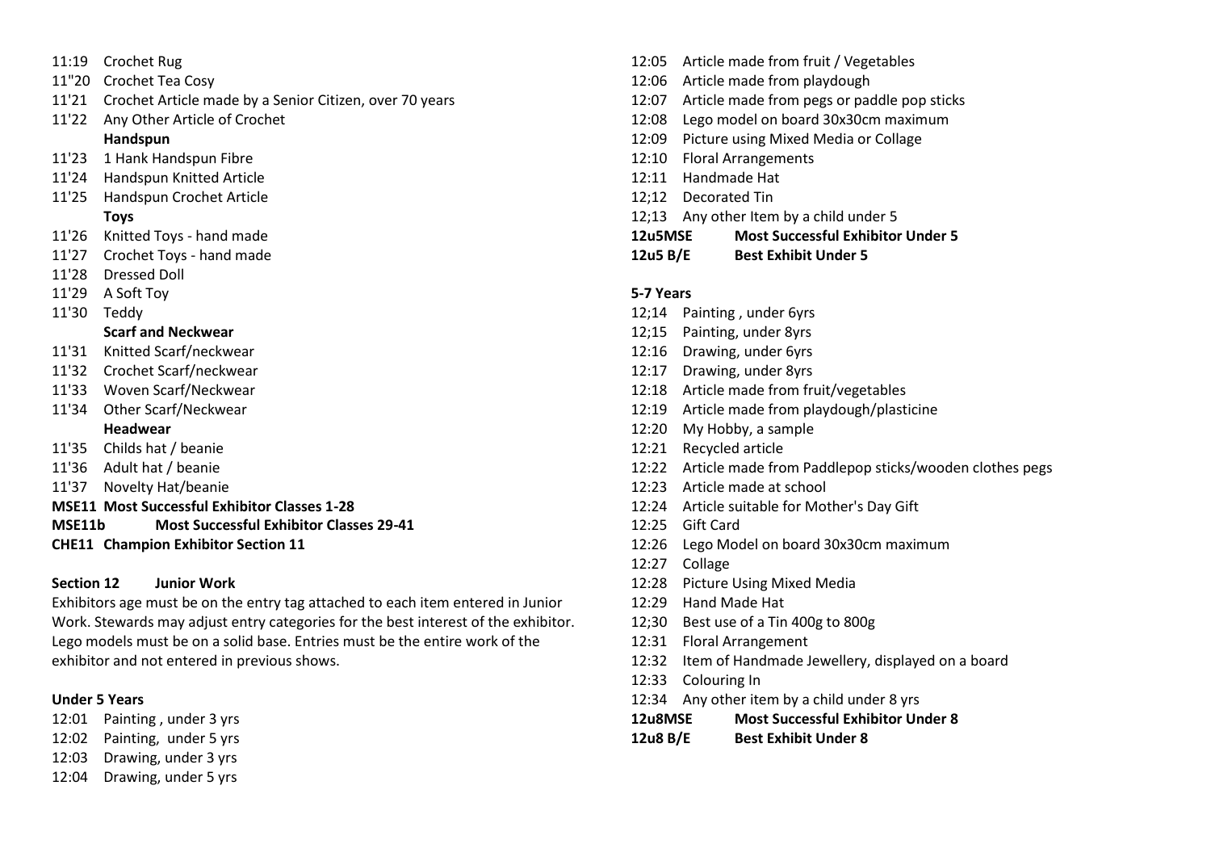11:19 Crochet Rug
11"20 Crochet Tea Cosy
11'21 Crochet Article made by a Senior Citizen, over 70 years
11'22 Any Other Article of Crochet

**Handspun**

11'23 1 Hank Handspun Fibre
11'24 Handspun Knitted Article
11'25 Handspun Crochet Article

**Toys**

11'26 Knitted Toys - hand made
11'27 Crochet Toys - hand made
11'28 Dressed Doll
11'29 A Soft Toy
11'30 Teddy

**Scarf and Neckwear**

11'31 Knitted Scarf/neckwear
11'32 Crochet Scarf/neckwear
11'33 Woven Scarf/Neckwear
11'34 Other Scarf/Neckwear

**Headwear**

11'35 Childs hat / beanie
11'36 Adult hat / beanie
11'37 Novelty Hat/beanie

**MSE11 Most Successful Exhibitor Classes 1-28**
**MSE11b Most Successful Exhibitor Classes 29-41**
**CHE11 Champion Exhibitor Section 11**

## Section 12 Junior Work

Exhibitors age must be on the entry tag attached to each item entered in Junior Work. Stewards may adjust entry categories for the best interest of the exhibitor. Lego models must be on a solid base. Entries must be the entire work of the exhibitor and not entered in previous shows.

### Under 5 Years

12:01 Painting , under 3 yrs
12:02 Painting, under 5 yrs
12:03 Drawing, under 3 yrs
12:04 Drawing, under 5 yrs
12:05 Article made from fruit / Vegetables
12:06 Article made from playdough
12:07 Article made from pegs or paddle pop sticks
12:08 Lego model on board 30x30cm maximum
12:09 Picture using Mixed Media or Collage
12:10 Floral Arrangements
12:11 Handmade Hat
12;12 Decorated Tin
12;13 Any other Item by a child under 5

**12u5MSE Most Successful Exhibitor Under 5**
**12u5 B/E Best Exhibit Under 5**

### 5-7 Years

12;14 Painting , under 6yrs
12;15 Painting, under 8yrs
12:16 Drawing, under 6yrs
12:17 Drawing, under 8yrs
12:18 Article made from fruit/vegetables
12:19 Article made from playdough/plasticine
12:20 My Hobby, a sample
12:21 Recycled article
12:22 Article made from Paddlepop sticks/wooden clothes pegs
12:23 Article made at school
12:24 Article suitable for Mother's Day Gift
12:25 Gift Card
12:26 Lego Model on board 30x30cm maximum
12:27 Collage
12:28 Picture Using Mixed Media
12:29 Hand Made Hat
12;30 Best use of a Tin 400g to 800g
12:31 Floral Arrangement
12:32 Item of Handmade Jewellery, displayed on a board
12:33 Colouring In
12:34 Any other item by a child under 8 yrs

**12u8MSE Most Successful Exhibitor Under 8**
**12u8 B/E Best Exhibit Under 8**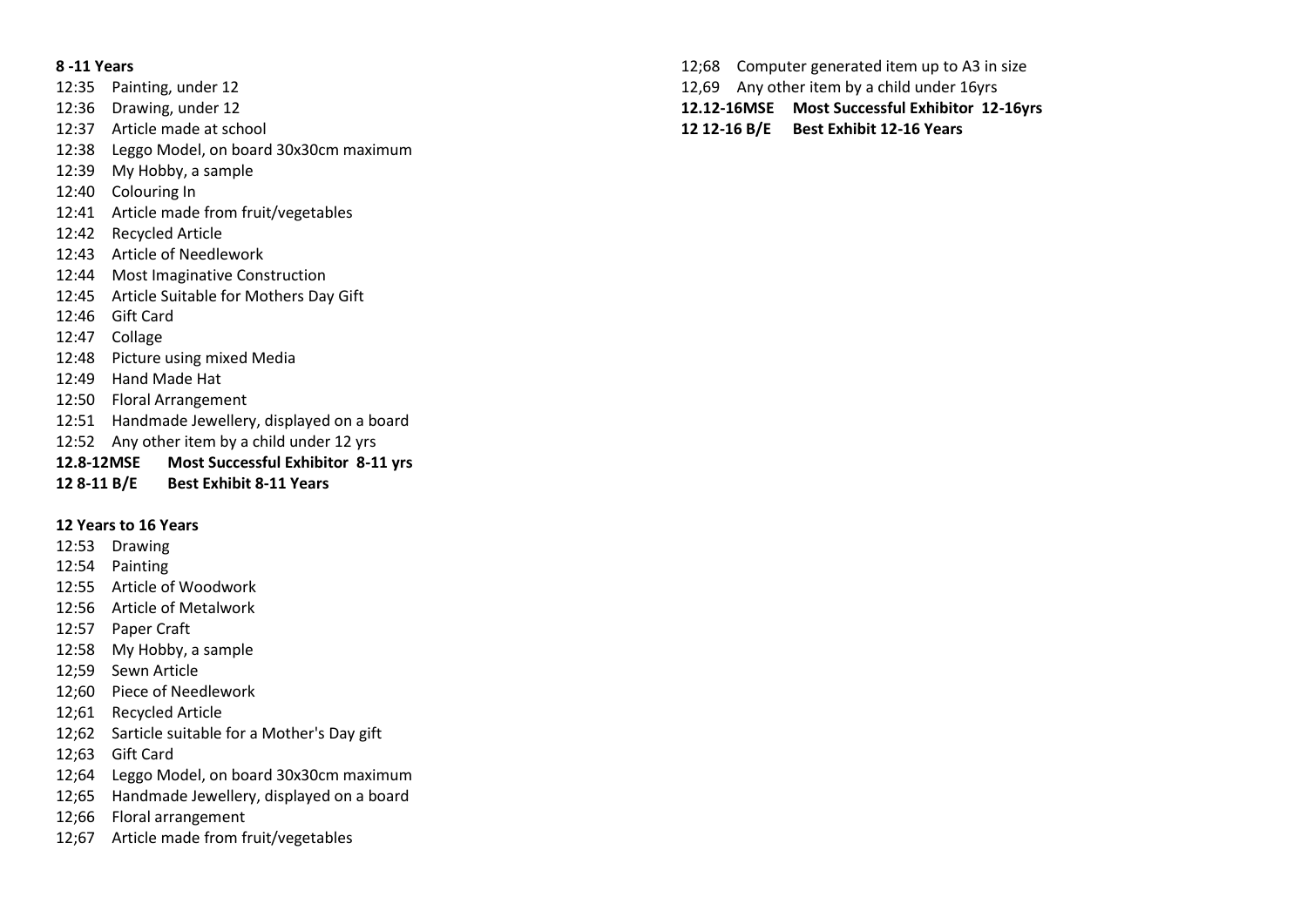**8 -11 Years**

12:35 Painting, under 12
12:36 Drawing, under 12
12:37 Article made at school
12:38 Leggo Model, on board 30x30cm maximum
12:39 My Hobby, a sample
12:40 Colouring In
12:41 Article made from fruit/vegetables
12:42 Recycled Article
12:43 Article of Needlework
12:44 Most Imaginative Construction
12:45 Article Suitable for Mothers Day Gift
12:46 Gift Card
12:47 Collage
12:48 Picture using mixed Media
12:49 Hand Made Hat
12:50 Floral Arrangement
12:51 Handmade Jewellery, displayed on a board
12:52 Any other item by a child under 12 yrs
**12.8-12MSE Most Successful Exhibitor 8-11 yrs**
**12 8-11 B/E Best Exhibit 8-11 Years**

**12 Years to 16 Years**

12:53 Drawing
12:54 Painting
12:55 Article of Woodwork
12:56 Article of Metalwork
12:57 Paper Craft
12:58 My Hobby, a sample
12;59 Sewn Article
12;60 Piece of Needlework
12;61 Recycled Article
12;62 Sarticle suitable for a Mother's Day gift
12;63 Gift Card
12;64 Leggo Model, on board 30x30cm maximum
12;65 Handmade Jewellery, displayed on a board
12;66 Floral arrangement
12;67 Article made from fruit/vegetables
12;68 Computer generated item up to A3 in size
12,69 Any other item by a child under 16yrs
**12.12-16MSE Most Successful Exhibitor 12-16yrs**
**12 12-16 B/E Best Exhibit 12-16 Years**